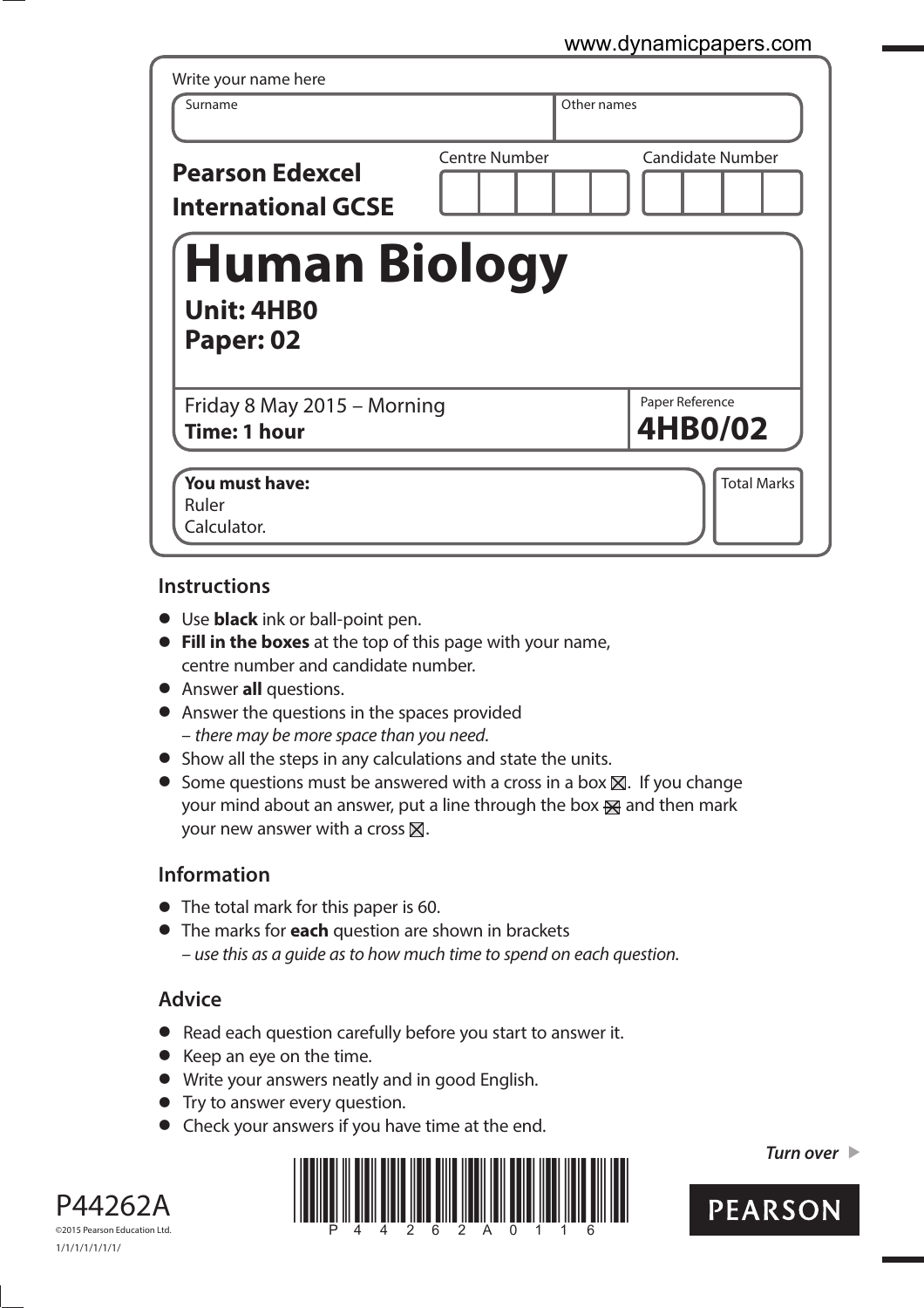Write your name here

| Surname | Other names |
|---|---|
| | |

**Pearson Edexcel International GCSE**

| Centre Number | Candidate Number |
|---|---|
| | |

# Human Biology

**Unit: 4HB0**
**Paper: 02**

Friday 8 May 2015 – Morning
**Time: 1 hour**

Paper Reference
**4HB0/02**

**You must have:**
Ruler
Calculator.

Total Marks

## Instructions

- Use **black** ink or ball-point pen.
- **Fill in the boxes** at the top of this page with your name, centre number and candidate number.
- Answer **all** questions.
- Answer the questions in the spaces provided – *there may be more space than you need*.
- Show all the steps in any calculations and state the units.
- Some questions must be answered with a cross in a box ☒. If you change your mind about an answer, put a line through the box ☒ and then mark your new answer with a cross ☒.

## Information

- The total mark for this paper is 60.
- The marks for **each** question are shown in brackets – *use this as a guide as to how much time to spend on each question.*

## Advice

- Read each question carefully before you start to answer it.
- Keep an eye on the time.
- Write your answers neatly and in good English.
- Try to answer every question.
- Check your answers if you have time at the end.

*Turn over* ▶

P44262A
©2015 Pearson Education Ltd.
1/1/1/1/1/1/1/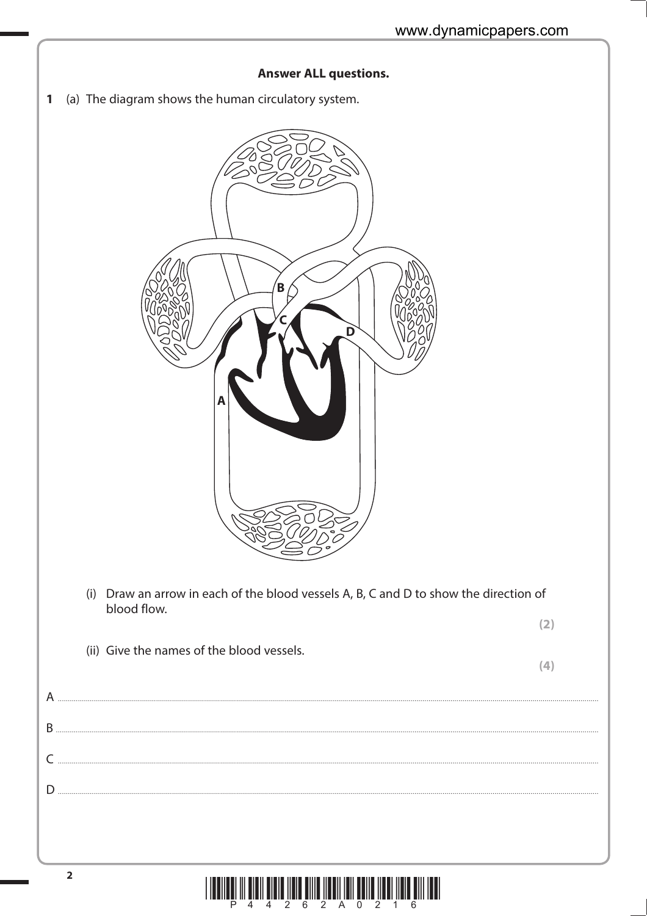**Answer ALL questions.**

**1** (a) The diagram shows the human circulatory system.

(i) Draw an arrow in each of the blood vessels A, B, C and D to show the direction of blood flow.

**(2)**

(ii) Give the names of the blood vessels.

**(4)**

A ..................................................................................................

B ..................................................................................................

C ..................................................................................................

D ..................................................................................................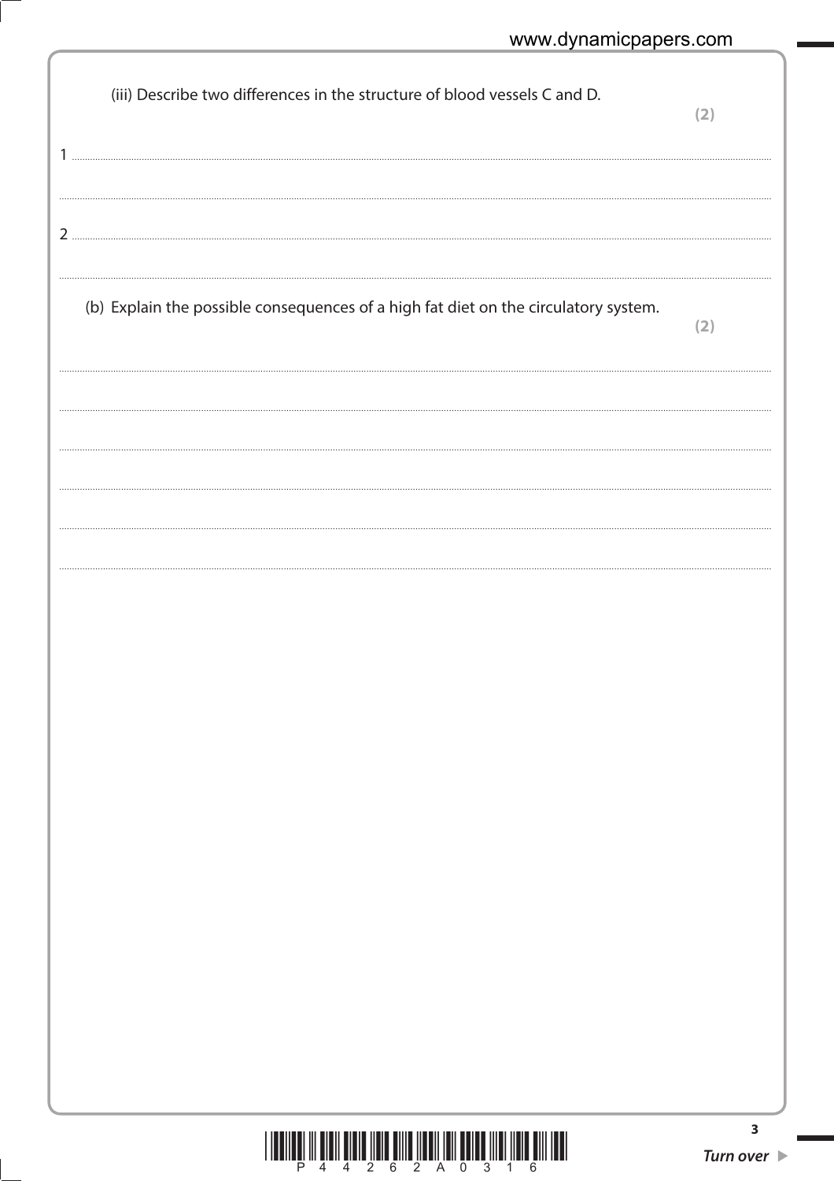(iii) Describe two differences in the structure of blood vessels C and D.

**(2)**

1 ..............................................................................................................................................

..............................................................................................................................................

2 ..............................................................................................................................................

..............................................................................................................................................

(b) Explain the possible consequences of a high fat diet on the circulatory system.

**(2)**

..............................................................................................................................................

..............................................................................................................................................

..............................................................................................................................................

..............................................................................................................................................

..............................................................................................................................................

..............................................................................................................................................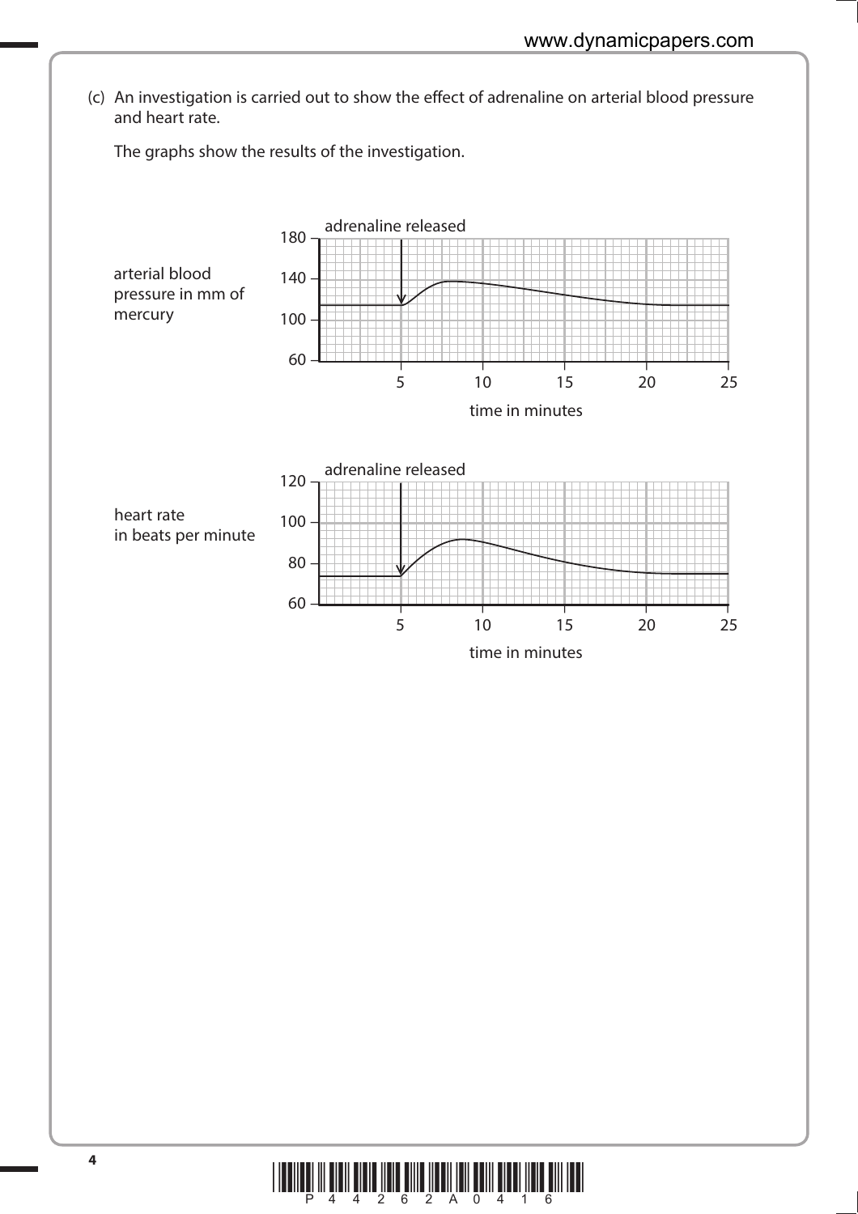(c) An investigation is carried out to show the effect of adrenaline on arterial blood pressure and heart rate.

The graphs show the results of the investigation.

arterial blood pressure in mm of mercury

adrenaline released

180, 140, 100, 60

5, 10, 15, 20, 25

time in minutes

heart rate in beats per minute

adrenaline released

120, 100, 80, 60

5, 10, 15, 20, 25

time in minutes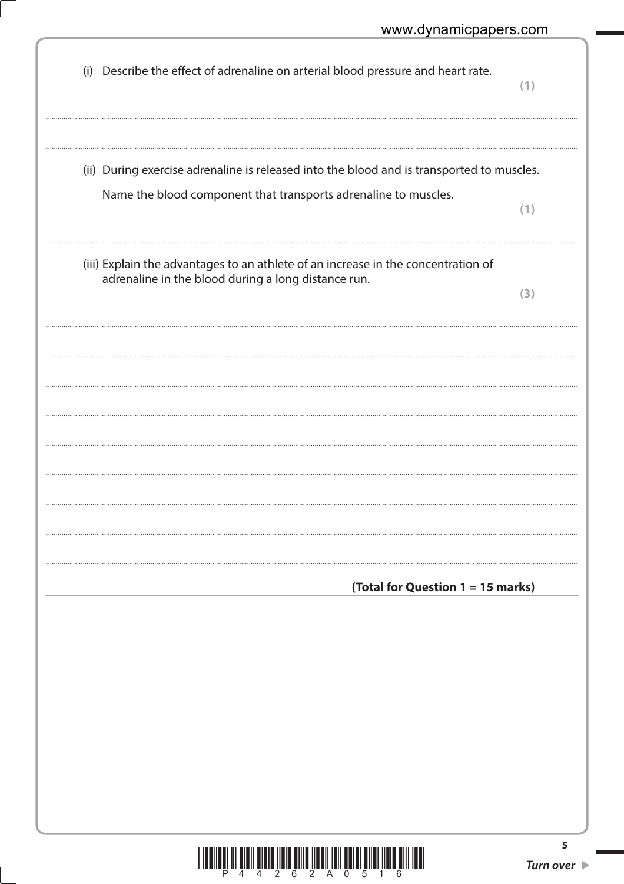(i) Describe the effect of adrenaline on arterial blood pressure and heart rate.
**(1)**

..............................................................................................................................................

..............................................................................................................................................

(ii) During exercise adrenaline is released into the blood and is transported to muscles.

Name the blood component that transports adrenaline to muscles.
**(1)**

..............................................................................................................................................

(iii) Explain the advantages to an athlete of an increase in the concentration of adrenaline in the blood during a long distance run.
**(3)**

..............................................................................................................................................

..............................................................................................................................................

..............................................................................................................................................

..............................................................................................................................................

..............................................................................................................................................

..............................................................................................................................................

..............................................................................................................................................

..............................................................................................................................................

**(Total for Question 1 = 15 marks)**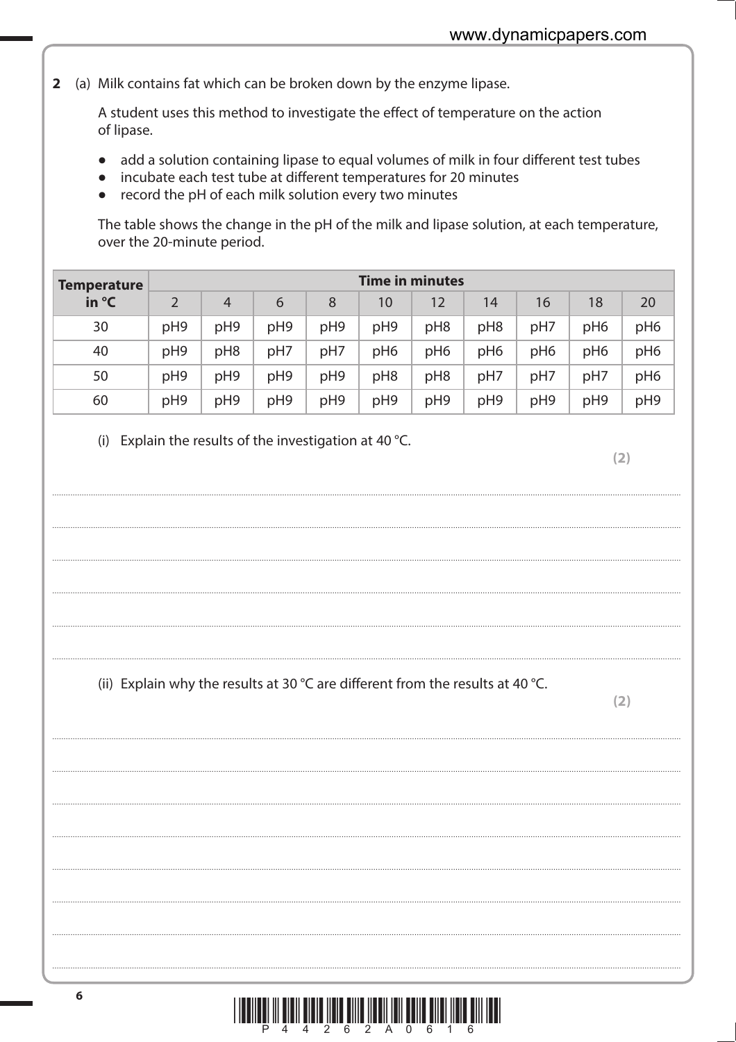**2** (a) Milk contains fat which can be broken down by the enzyme lipase.

A student uses this method to investigate the effect of temperature on the action of lipase.

- add a solution containing lipase to equal volumes of milk in four different test tubes
- incubate each test tube at different temperatures for 20 minutes
- record the pH of each milk solution every two minutes

The table shows the change in the pH of the milk and lipase solution, at each temperature, over the 20-minute period.

| Temperature in °C | Time in minutes | | | | | | | | | |
|---|---|---|---|---|---|---|---|---|---|---|
| | 2 | 4 | 6 | 8 | 10 | 12 | 14 | 16 | 18 | 20 |
| 30 | pH9 | pH9 | pH9 | pH9 | pH9 | pH8 | pH8 | pH7 | pH6 | pH6 |
| 40 | pH9 | pH8 | pH7 | pH7 | pH6 | pH6 | pH6 | pH6 | pH6 | pH6 |
| 50 | pH9 | pH9 | pH9 | pH9 | pH8 | pH8 | pH7 | pH7 | pH7 | pH6 |
| 60 | pH9 | pH9 | pH9 | pH9 | pH9 | pH9 | pH9 | pH9 | pH9 | pH9 |

(i) Explain the results of the investigation at 40 °C.

**(2)**

.......................................................................................................................................................................................

.......................................................................................................................................................................................

.......................................................................................................................................................................................

.......................................................................................................................................................................................

.......................................................................................................................................................................................

(ii) Explain why the results at 30 °C are different from the results at 40 °C.

**(2)**

.......................................................................................................................................................................................

.......................................................................................................................................................................................

.......................................................................................................................................................................................

.......................................................................................................................................................................................

.......................................................................................................................................................................................

.......................................................................................................................................................................................

.......................................................................................................................................................................................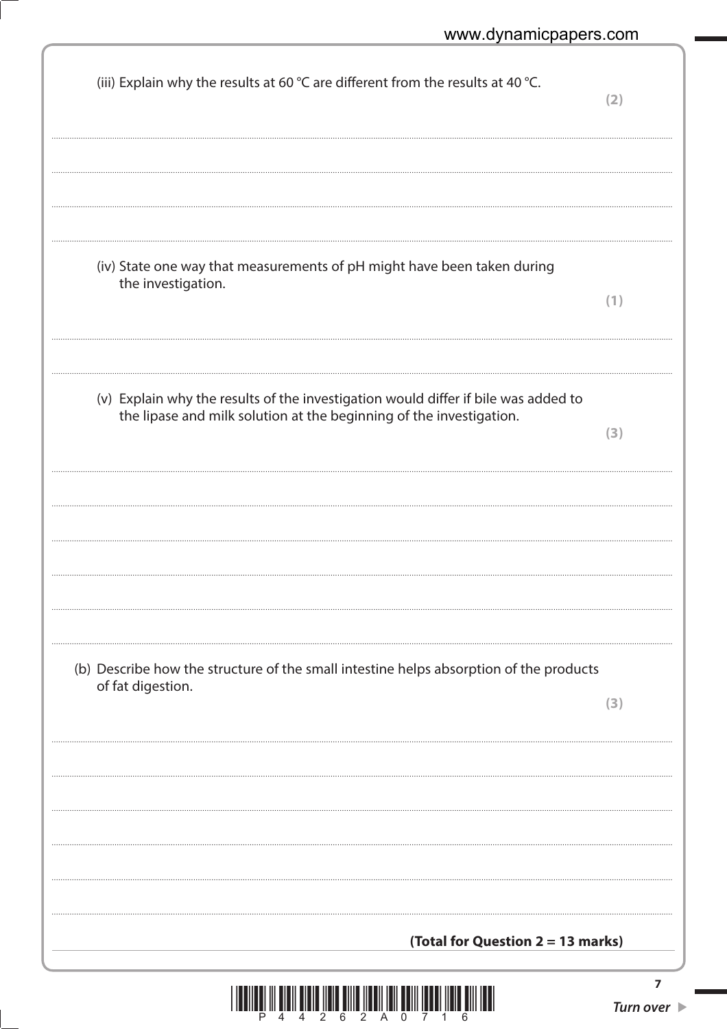(iii) Explain why the results at 60 °C are different from the results at 40 °C.

**(2)**

....................................................................................................................................................................................................................

....................................................................................................................................................................................................................

....................................................................................................................................................................................................................

(iv) State one way that measurements of pH might have been taken during the investigation.

**(1)**

....................................................................................................................................................................................................................

(v) Explain why the results of the investigation would differ if bile was added to the lipase and milk solution at the beginning of the investigation.

**(3)**

....................................................................................................................................................................................................................

....................................................................................................................................................................................................................

....................................................................................................................................................................................................................

....................................................................................................................................................................................................................

....................................................................................................................................................................................................................

(b) Describe how the structure of the small intestine helps absorption of the products of fat digestion.

**(3)**

....................................................................................................................................................................................................................

....................................................................................................................................................................................................................

....................................................................................................................................................................................................................

....................................................................................................................................................................................................................

....................................................................................................................................................................................................................

**(Total for Question 2 = 13 marks)**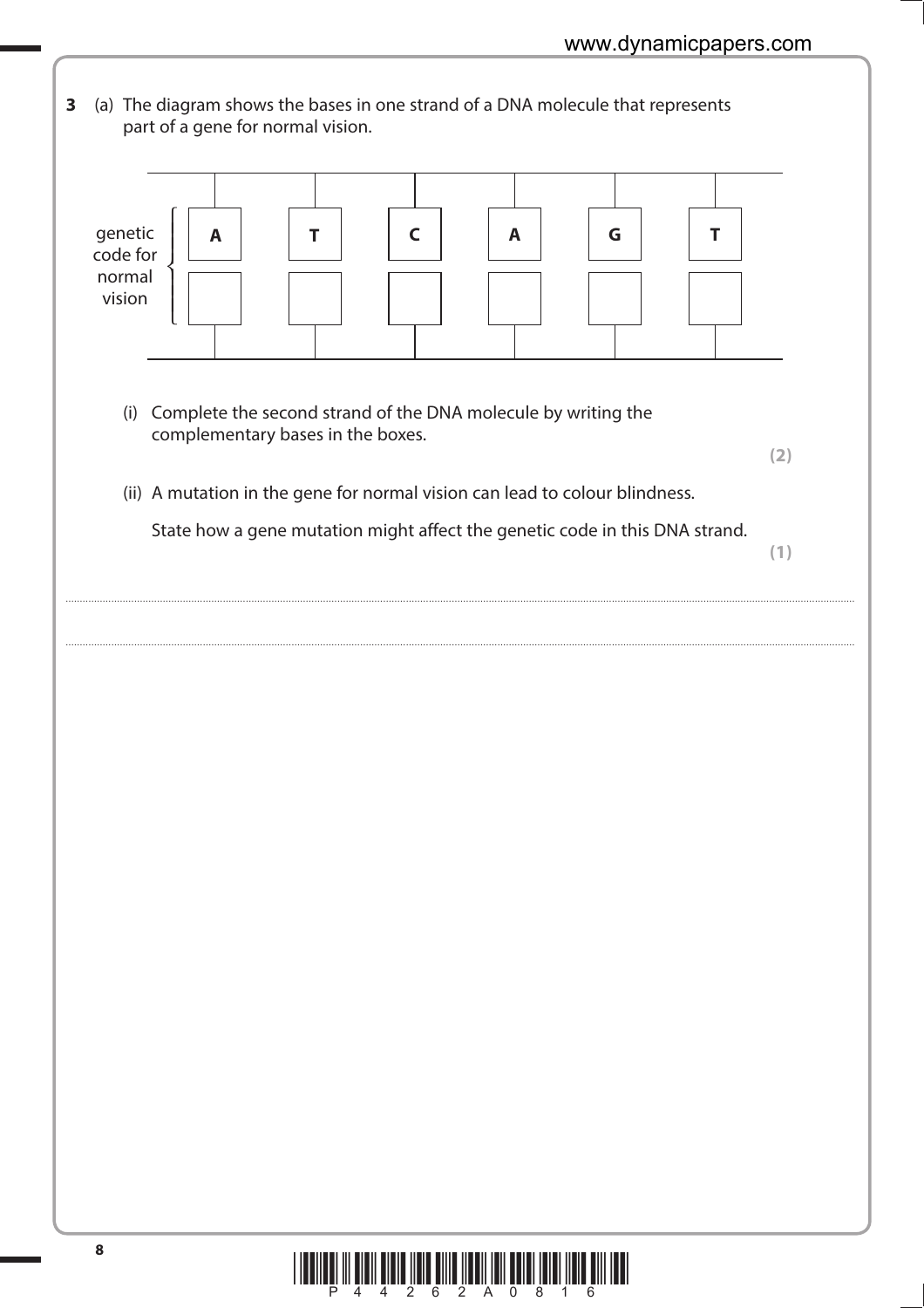**3** (a) The diagram shows the bases in one strand of a DNA molecule that represents part of a gene for normal vision.

| genetic code for normal vision | | | | | | |
|---|---|---|---|---|---|---|
| | **A** | **T** | **C** | **A** | **G** | **T** |
| | | | | | | |

(i) Complete the second strand of the DNA molecule by writing the complementary bases in the boxes.

**(2)**

(ii) A mutation in the gene for normal vision can lead to colour blindness.

State how a gene mutation might affect the genetic code in this DNA strand.

**(1)**

..............................................................................................................................................................................................................

..............................................................................................................................................................................................................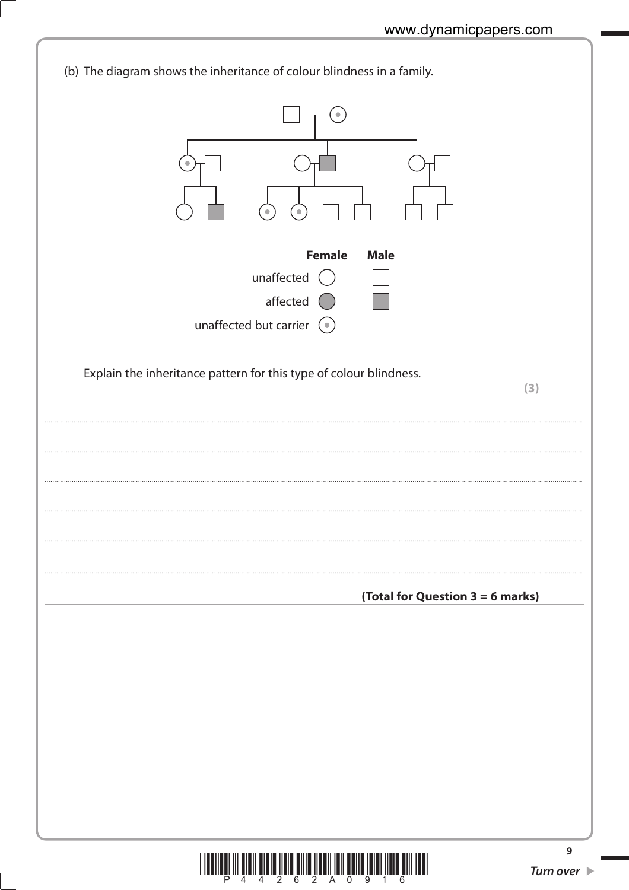(b) The diagram shows the inheritance of colour blindness in a family.

| | Female | Male |
|---|---|---|
| unaffected | ○ | □ |
| affected | ● | ■ |
| unaffected but carrier | ⊙ | |

Explain the inheritance pattern for this type of colour blindness.

**(3)**

..........................................................................................................................................

..........................................................................................................................................

..........................................................................................................................................

..........................................................................................................................................

..........................................................................................................................................

..........................................................................................................................................

**(Total for Question 3 = 6 marks)**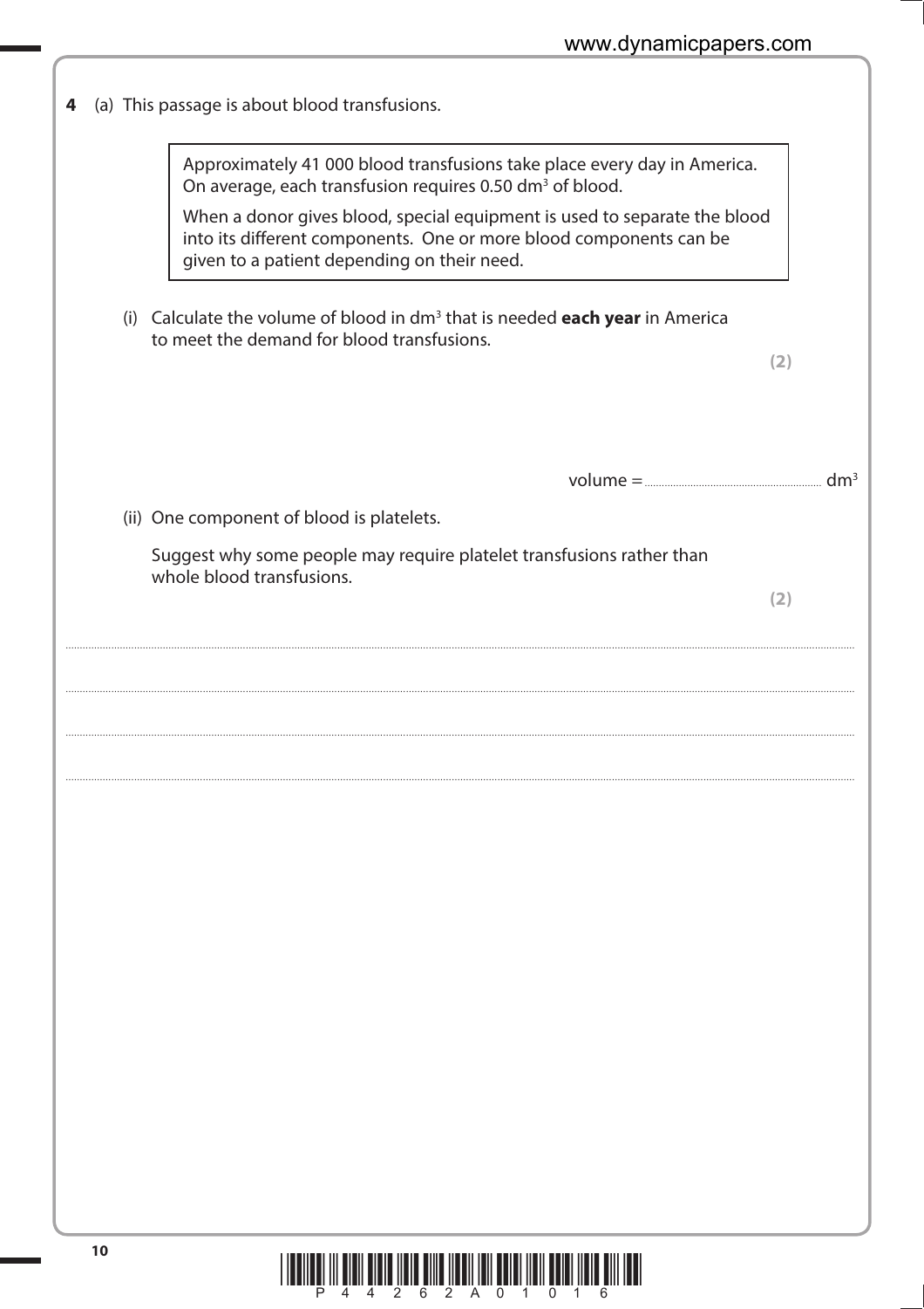**4** (a) This passage is about blood transfusions.

> Approximately 41 000 blood transfusions take place every day in America. On average, each transfusion requires 0.50 $dm^3$ of blood.
>
> When a donor gives blood, special equipment is used to separate the blood into its different components. One or more blood components can be given to a patient depending on their need.

(i) Calculate the volume of blood in $dm^3$ that is needed **each year** in America to meet the demand for blood transfusions.

**(2)**

volume = .............................................. $dm^3$

(ii) One component of blood is platelets.

Suggest why some people may require platelet transfusions rather than whole blood transfusions.

**(2)**

.................................................................................................................................................

.................................................................................................................................................

.................................................................................................................................................

.................................................................................................................................................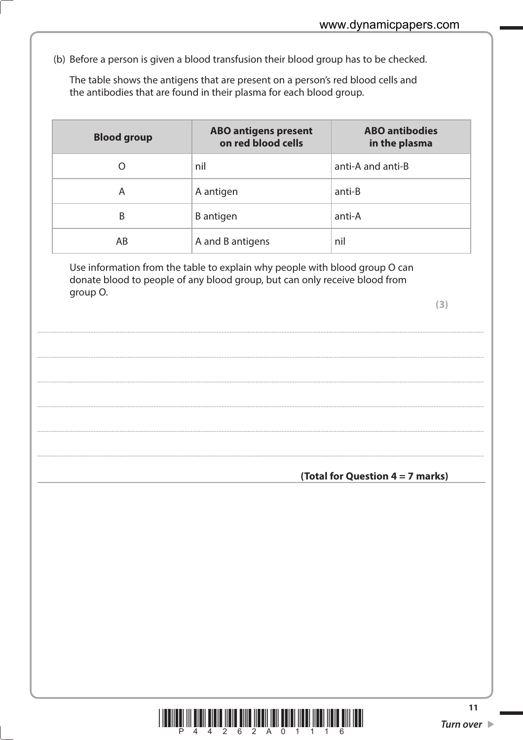(b) Before a person is given a blood transfusion their blood group has to be checked.

The table shows the antigens that are present on a person's red blood cells and the antibodies that are found in their plasma for each blood group.

| Blood group | ABO antigens present on red blood cells | ABO antibodies in the plasma |
|---|---|---|
| O | nil | anti-A and anti-B |
| A | A antigen | anti-B |
| B | B antigen | anti-A |
| AB | A and B antigens | nil |

Use information from the table to explain why people with blood group O can donate blood to people of any blood group, but can only receive blood from group O.

**(3)**

..................................................................................................................................................

..................................................................................................................................................

..................................................................................................................................................

..................................................................................................................................................

..................................................................................................................................................

..................................................................................................................................................

**(Total for Question 4 = 7 marks)**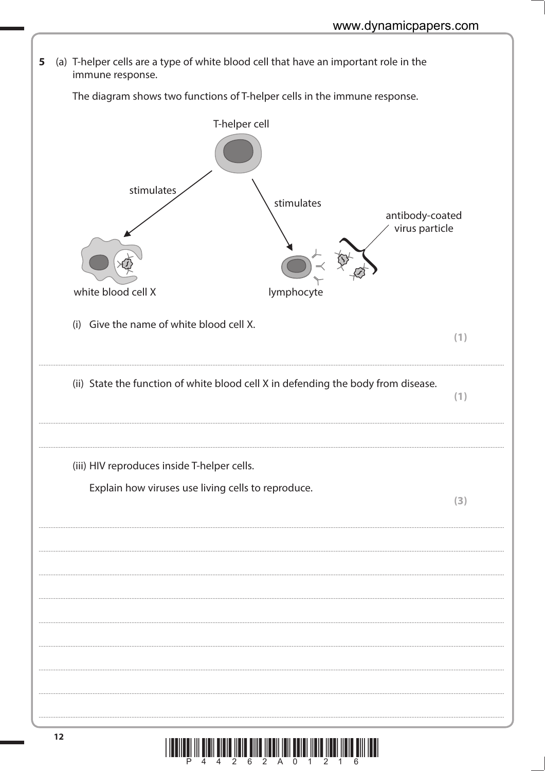**5** (a) T-helper cells are a type of white blood cell that have an important role in the immune response.

The diagram shows two functions of T-helper cells in the immune response.

T-helper cell

stimulates

stimulates

antibody-coated virus particle

white blood cell X

lymphocyte

(i) Give the name of white blood cell X. **(1)**

.......................................................................................................................................................................................

(ii) State the function of white blood cell X in defending the body from disease. **(1)**

.......................................................................................................................................................................................

.......................................................................................................................................................................................

(iii) HIV reproduces inside T-helper cells.

Explain how viruses use living cells to reproduce. **(3)**

.......................................................................................................................................................................................

.......................................................................................................................................................................................

.......................................................................................................................................................................................

.......................................................................................................................................................................................

.......................................................................................................................................................................................

.......................................................................................................................................................................................

.......................................................................................................................................................................................

.......................................................................................................................................................................................

.......................................................................................................................................................................................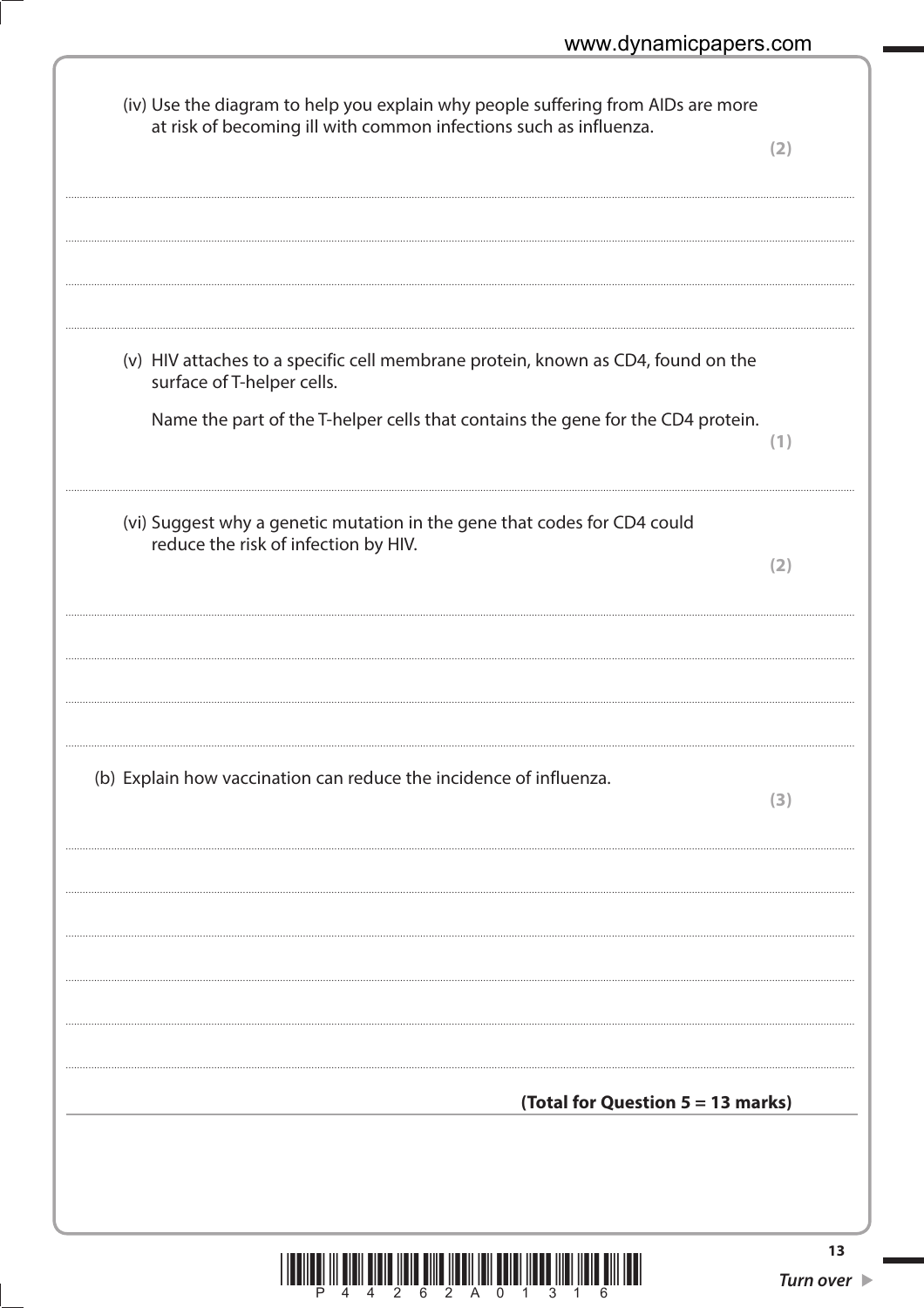(iv) Use the diagram to help you explain why people suffering from AIDs are more at risk of becoming ill with common infections such as influenza.

**(2)**

..............................................................................................................................................

..............................................................................................................................................

..............................................................................................................................................

..............................................................................................................................................

(v) HIV attaches to a specific cell membrane protein, known as CD4, found on the surface of T-helper cells.

Name the part of the T-helper cells that contains the gene for the CD4 protein.

**(1)**

..............................................................................................................................................

(vi) Suggest why a genetic mutation in the gene that codes for CD4 could reduce the risk of infection by HIV.

**(2)**

..............................................................................................................................................

..............................................................................................................................................

..............................................................................................................................................

..............................................................................................................................................

(b) Explain how vaccination can reduce the incidence of influenza.

**(3)**

..............................................................................................................................................

..............................................................................................................................................

..............................................................................................................................................

..............................................................................................................................................

..............................................................................................................................................

..............................................................................................................................................

**(Total for Question 5 = 13 marks)**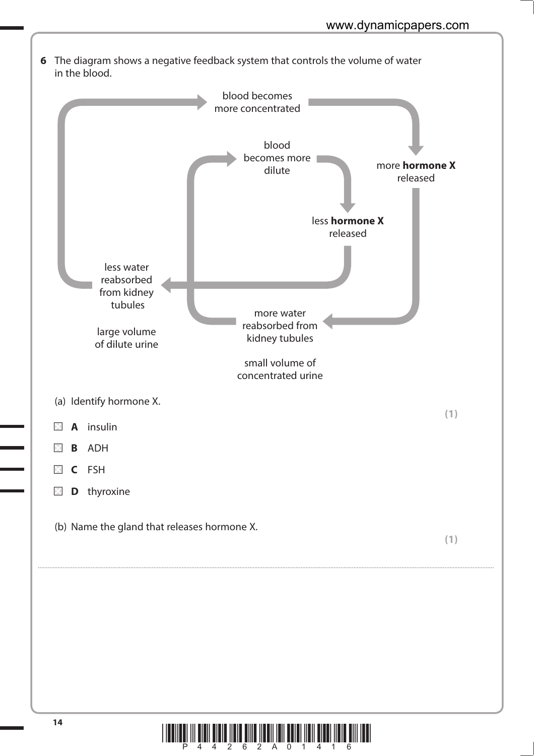**6** The diagram shows a negative feedback system that controls the volume of water in the blood.

blood becomes more concentrated → more **hormone X** released → more water reabsorbed from kidney tubules (small volume of concentrated urine) → blood becomes more dilute → less **hormone X** released → less water reabsorbed from kidney tubules (large volume of dilute urine) → blood becomes more concentrated

(a) Identify hormone X. **(1)**

- ☒ **A** insulin
- ☒ **B** ADH
- ☒ **C** FSH
- ☒ **D** thyroxine

(b) Name the gland that releases hormone X. **(1)**

..........................................................................................................................................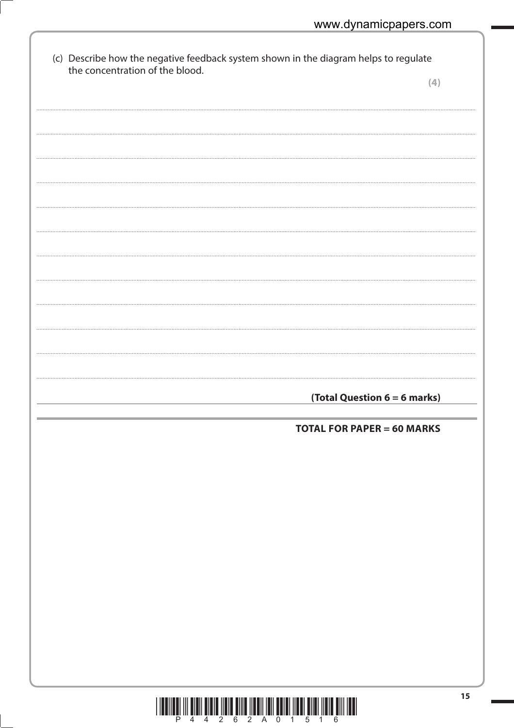(c) Describe how the negative feedback system shown in the diagram helps to regulate the concentration of the blood.

**(4)**

**(Total Question 6 = 6 marks)**

**TOTAL FOR PAPER = 60 MARKS**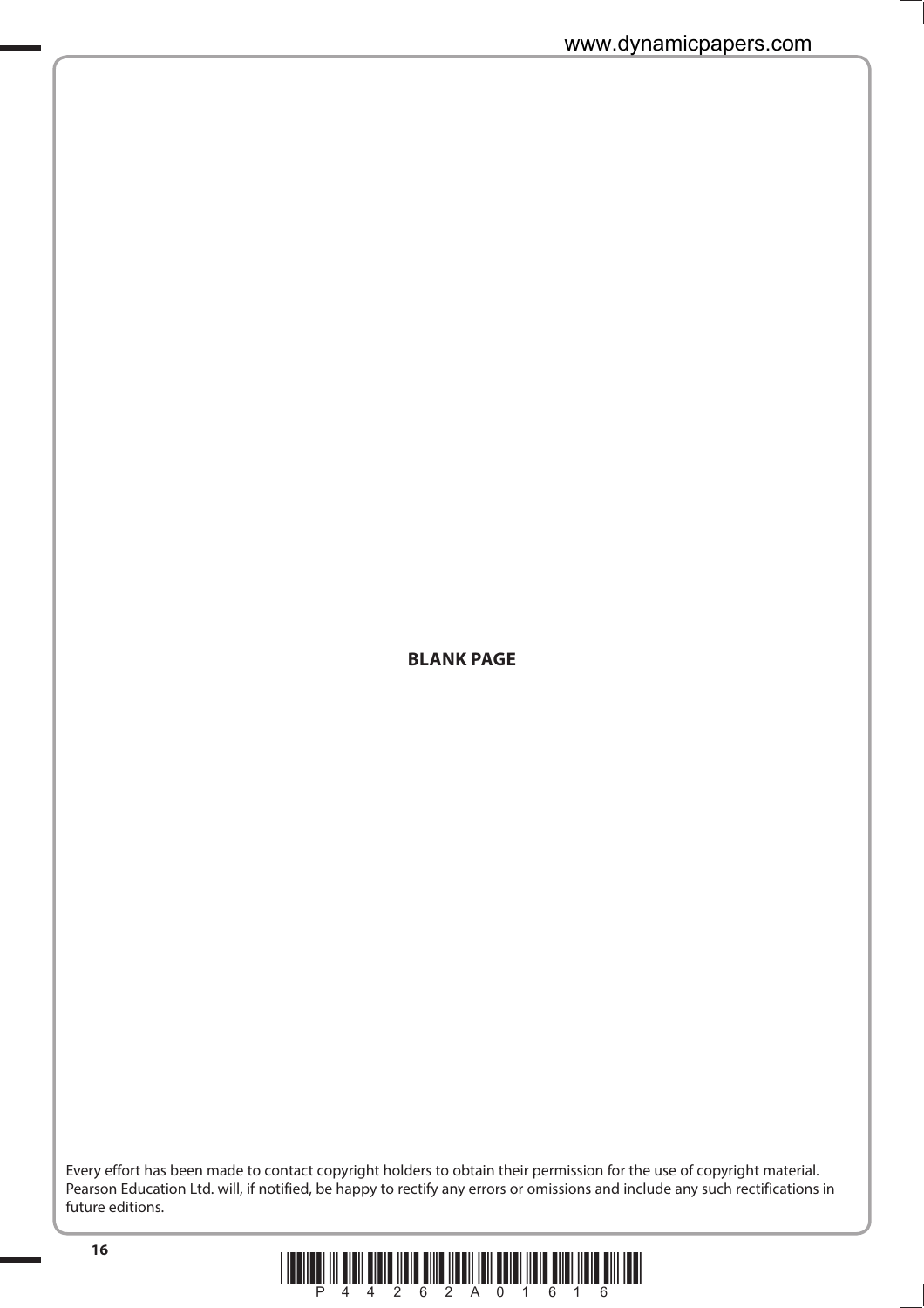**BLANK PAGE**

Every effort has been made to contact copyright holders to obtain their permission for the use of copyright material. Pearson Education Ltd. will, if notified, be happy to rectify any errors or omissions and include any such rectifications in future editions.